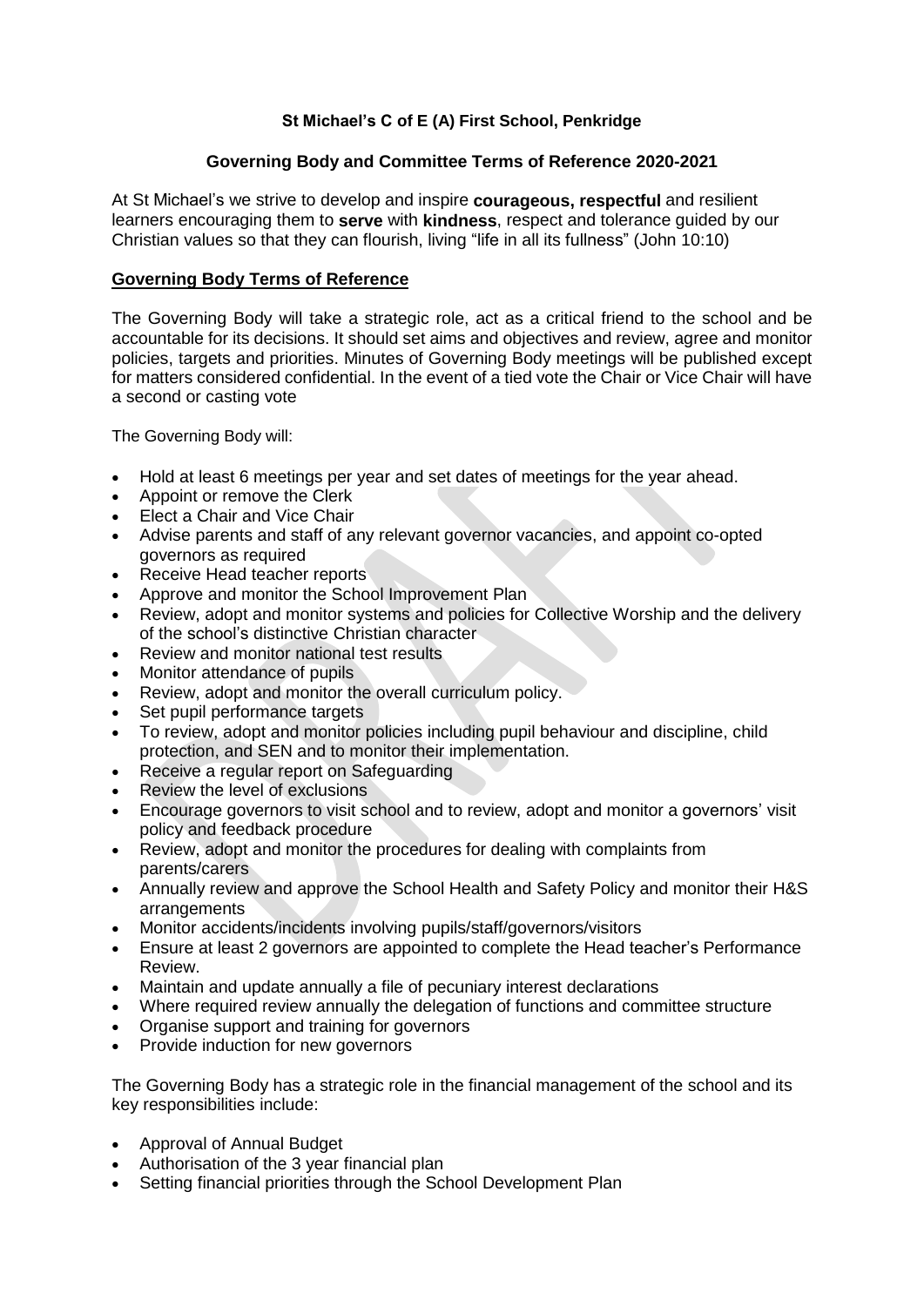**St Michael's C of E (A) First School, Penkridge**

**Governing Body and Committee Terms of Reference 2020-2021**

At St Michael's we strive to develop and inspire **courageous, respectful** and resilient learners encouraging them to **serve** with **kindness**, respect and tolerance guided by our Christian values so that they can flourish, living "life in all its fullness" (John 10:10)

**Governing Body Terms of Reference**

The Governing Body will take a strategic role, act as a critical friend to the school and be accountable for its decisions. It should set aims and objectives and review, agree and monitor policies, targets and priorities. Minutes of Governing Body meetings will be published except for matters considered confidential. In the event of a tied vote the Chair or Vice Chair will have a second or casting vote

The Governing Body will:

- Hold at least 6 meetings per year and set dates of meetings for the year ahead.
- Appoint or remove the Clerk
- Elect a Chair and Vice Chair
- Advise parents and staff of any relevant governor vacancies, and appoint co-opted governors as required
- Receive Head teacher reports
- Approve and monitor the School Improvement Plan
- Review, adopt and monitor systems and policies for Collective Worship and the delivery of the school's distinctive Christian character
- Review and monitor national test results
- Monitor attendance of pupils
- Review, adopt and monitor the overall curriculum policy.
- Set pupil performance targets
- To review, adopt and monitor policies including pupil behaviour and discipline, child protection, and SEN and to monitor their implementation.
- Receive a regular report on Safeguarding
- Review the level of exclusions
- Encourage governors to visit school and to review, adopt and monitor a governors' visit policy and feedback procedure
- Review, adopt and monitor the procedures for dealing with complaints from parents/carers
- Annually review and approve the School Health and Safety Policy and monitor their H&S arrangements
- Monitor accidents/incidents involving pupils/staff/governors/visitors
- Ensure at least 2 governors are appointed to complete the Head teacher's Performance Review.
- Maintain and update annually a file of pecuniary interest declarations
- Where required review annually the delegation of functions and committee structure
- Organise support and training for governors
- Provide induction for new governors

The Governing Body has a strategic role in the financial management of the school and its key responsibilities include:

- Approval of Annual Budget
- Authorisation of the 3 year financial plan
- Setting financial priorities through the School Development Plan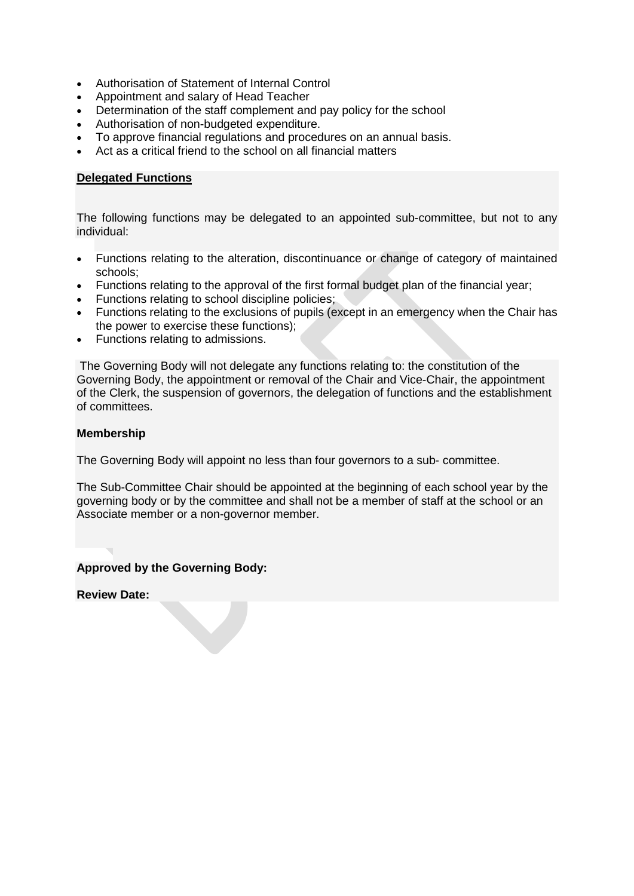- Authorisation of Statement of Internal Control
- Appointment and salary of Head Teacher
- Determination of the staff complement and pay policy for the school
- Authorisation of non-budgeted expenditure.
- To approve financial regulations and procedures on an annual basis.
- Act as a critical friend to the school on all financial matters

**Delegated Functions**

The following functions may be delegated to an appointed sub-committee, but not to any individual:

- Functions relating to the alteration, discontinuance or change of category of maintained schools;
- Functions relating to the approval of the first formal budget plan of the financial year;
- Functions relating to school discipline policies;
- Functions relating to the exclusions of pupils (except in an emergency when the Chair has the power to exercise these functions);
- Functions relating to admissions.

The Governing Body will not delegate any functions relating to: the constitution of the Governing Body, the appointment or removal of the Chair and Vice-Chair, the appointment of the Clerk, the suspension of governors, the delegation of functions and the establishment of committees.

**Membership**

The Governing Body will appoint no less than four governors to a sub- committee.

The Sub-Committee Chair should be appointed at the beginning of each school year by the governing body or by the committee and shall not be a member of staff at the school or an Associate member or a non-governor member.

**Approved by the Governing Body:**

**Review Date:**